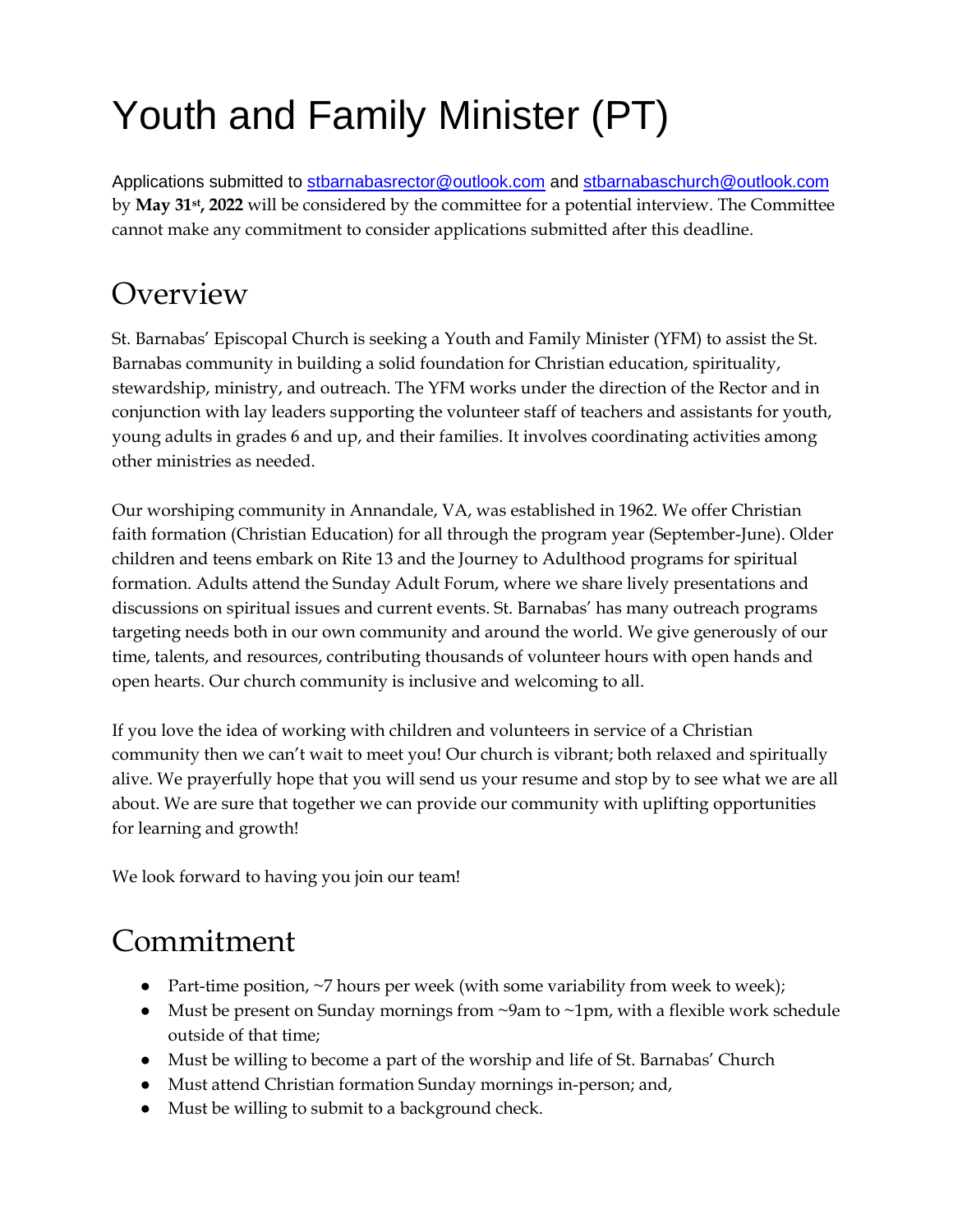# Youth and Family Minister (PT)

Applications submitted to stbarnabasrector@outlook.com and stbarnabaschurch@outlook.com by **May 31st, 2022** will be considered by the committee for a potential interview. The Committee cannot make any commitment to consider applications submitted after this deadline.

## Overview

St. Barnabas' Episcopal Church is seeking a Youth and Family Minister (YFM) to assist the St. Barnabas community in building a solid foundation for Christian education, spirituality, stewardship, ministry, and outreach. The YFM works under the direction of the Rector and in conjunction with lay leaders supporting the volunteer staff of teachers and assistants for youth, young adults in grades 6 and up, and their families. It involves coordinating activities among other ministries as needed.

Our worshiping community in Annandale, VA, was established in 1962. We offer Christian faith formation (Christian Education) for all through the program year (September-June). Older children and teens embark on Rite 13 and the Journey to Adulthood programs for spiritual formation. Adults attend the Sunday Adult Forum, where we share lively presentations and discussions on spiritual issues and current events. St. Barnabas' has many outreach programs targeting needs both in our own community and around the world. We give generously of our time, talents, and resources, contributing thousands of volunteer hours with open hands and open hearts. Our church community is inclusive and welcoming to all.

If you love the idea of working with children and volunteers in service of a Christian community then we can't wait to meet you! Our church is vibrant; both relaxed and spiritually alive. We prayerfully hope that you will send us your resume and stop by to see what we are all about. We are sure that together we can provide our community with uplifting opportunities for learning and growth!

We look forward to having you join our team!

## Commitment

- Part-time position, ~7 hours per week (with some variability from week to week);
- Must be present on Sunday mornings from ~9am to ~1pm, with a flexible work schedule outside of that time;
- Must be willing to become a part of the worship and life of St. Barnabas' Church
- Must attend Christian formation Sunday mornings in-person; and,
- Must be willing to submit to a background check.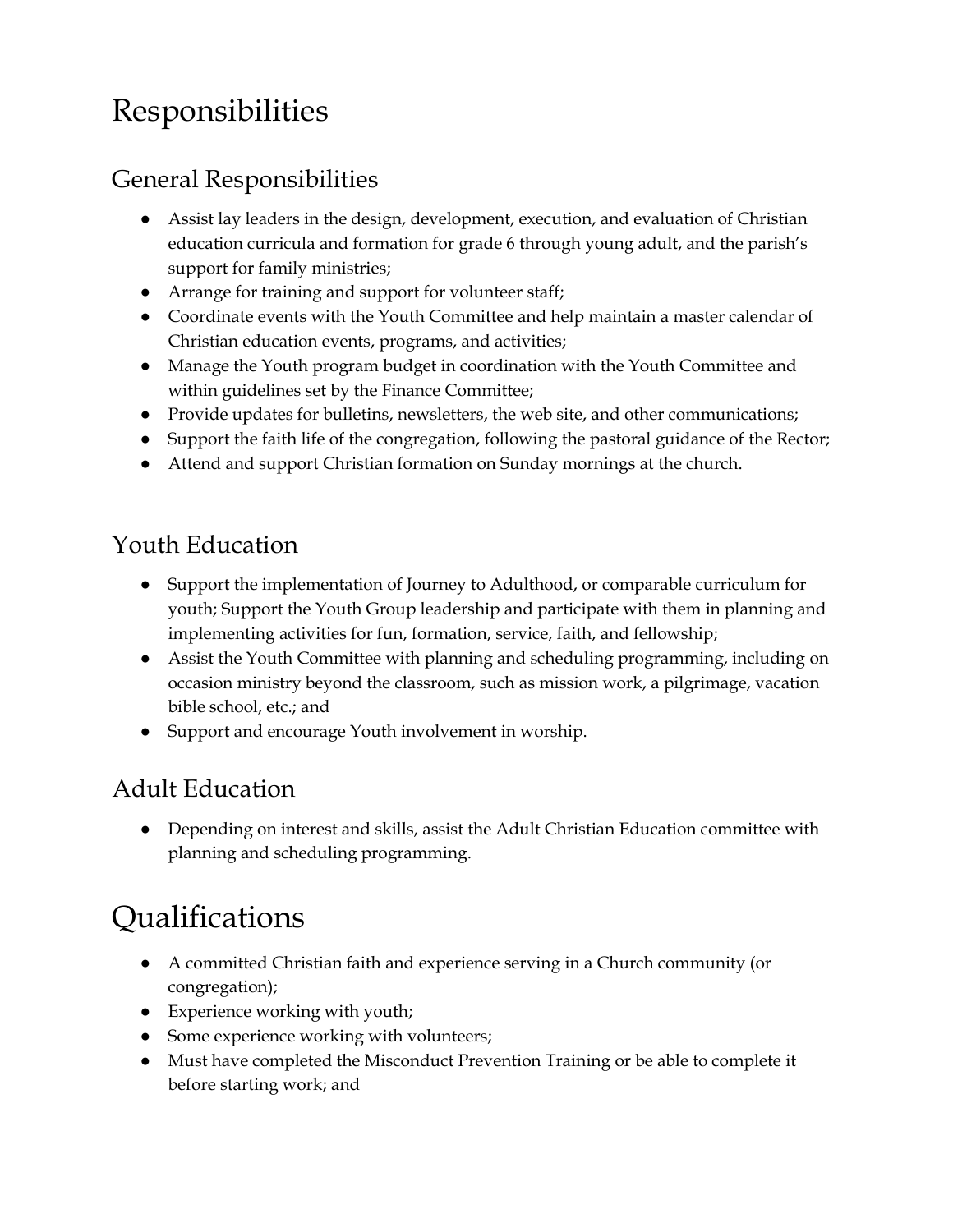# Responsibilities

## General Responsibilities

- Assist lay leaders in the design, development, execution, and evaluation of Christian education curricula and formation for grade 6 through young adult, and the parish's support for family ministries;
- Arrange for training and support for volunteer staff;
- Coordinate events with the Youth Committee and help maintain a master calendar of Christian education events, programs, and activities;
- Manage the Youth program budget in coordination with the Youth Committee and within guidelines set by the Finance Committee;
- Provide updates for bulletins, newsletters, the web site, and other communications;
- Support the faith life of the congregation, following the pastoral guidance of the Rector;
- Attend and support Christian formation on Sunday mornings at the church.

## Youth Education

- Support the implementation of Journey to Adulthood, or comparable curriculum for youth; Support the Youth Group leadership and participate with them in planning and implementing activities for fun, formation, service, faith, and fellowship;
- Assist the Youth Committee with planning and scheduling programming, including on occasion ministry beyond the classroom, such as mission work, a pilgrimage, vacation bible school, etc.; and
- Support and encourage Youth involvement in worship.

## Adult Education

- Depending on interest and skills, assist the Adult Christian Education committee with planning and scheduling programming.

# Qualifications

- A committed Christian faith and experience serving in a Church community (or congregation);
- Experience working with youth;
- Some experience working with volunteers;
- Must have completed the Misconduct Prevention Training or be able to complete it before starting work; and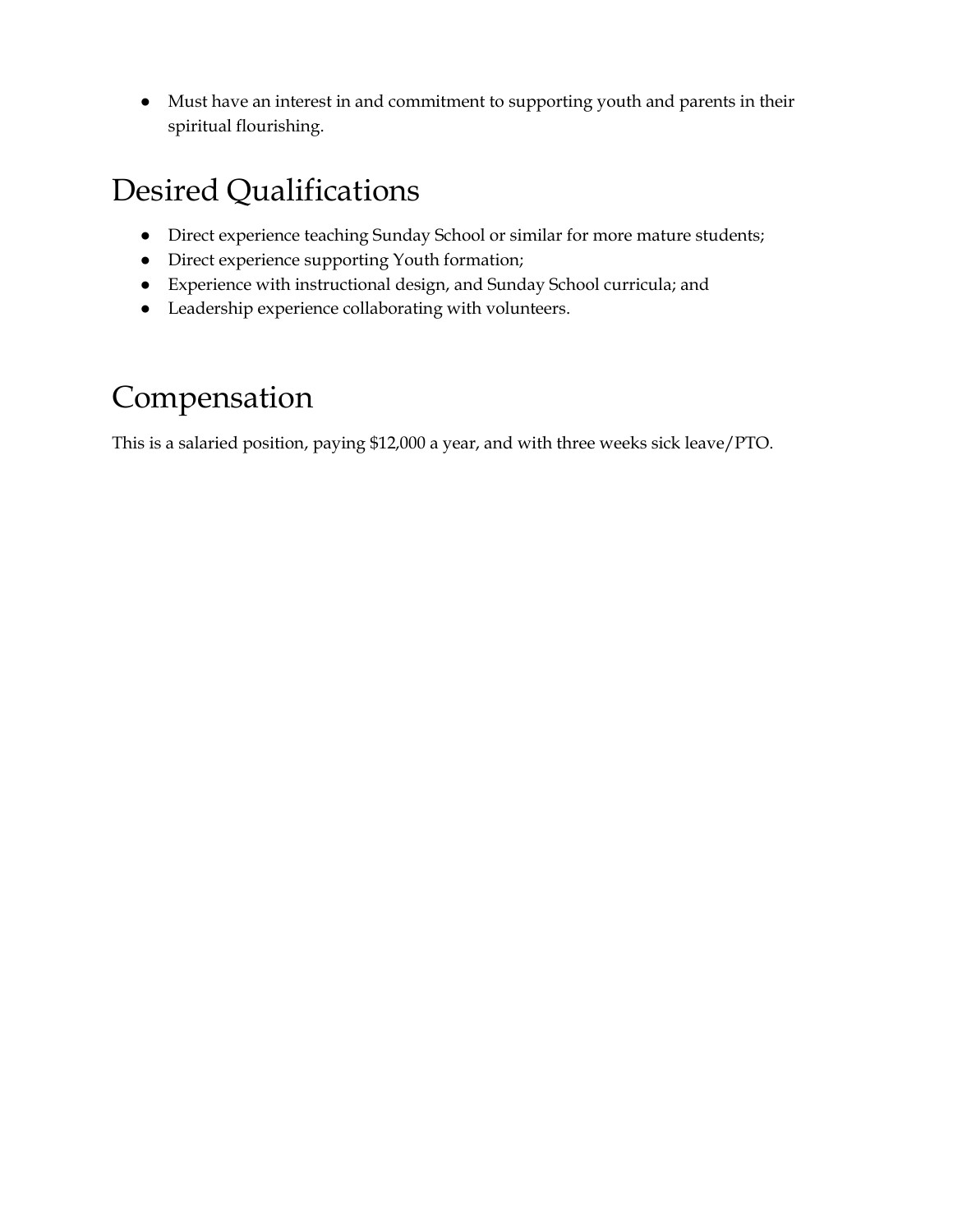- Must have an interest in and commitment to supporting youth and parents in their spiritual flourishing.

## Desired Qualifications

- Direct experience teaching Sunday School or similar for more mature students;
- Direct experience supporting Youth formation;
- Experience with instructional design, and Sunday School curricula; and
- Leadership experience collaborating with volunteers.

## Compensation

This is a salaried position, paying $12,000 a year, and with three weeks sick leave/PTO.